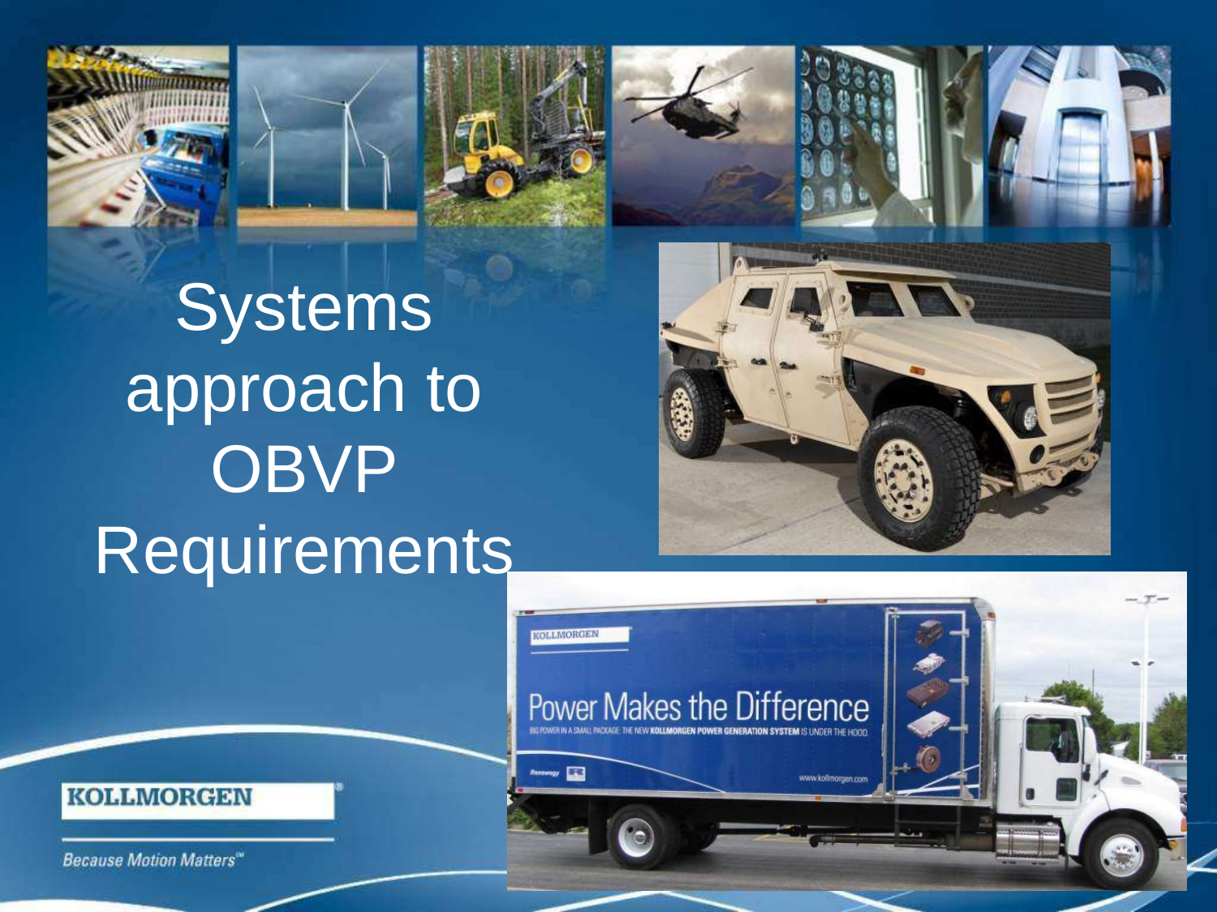# Systems approach to OBVP Requirements

KOLLMORGEN

*Because Motion Matters*℠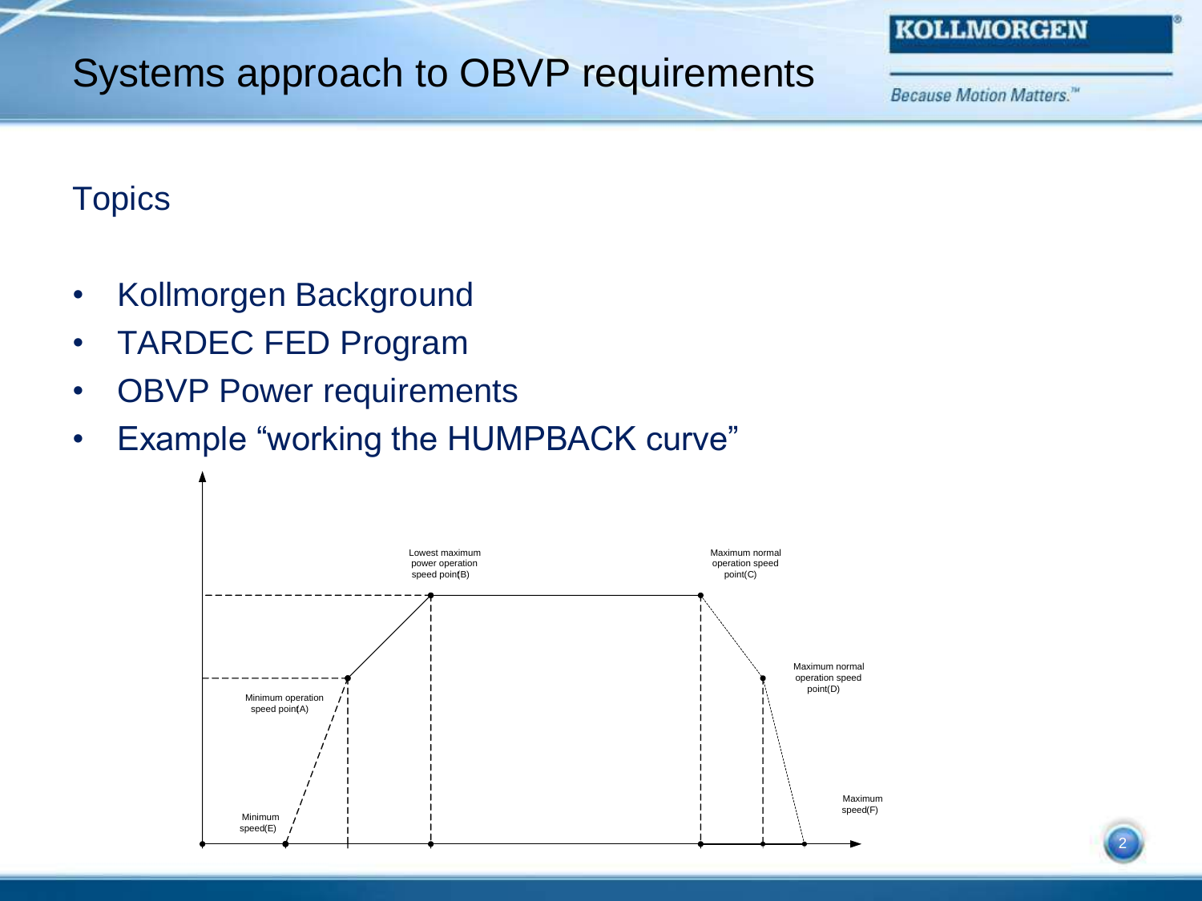# Systems approach to OBVP requirements

## Topics

- Kollmorgen Background
- TARDEC FED Program
- OBVP Power requirements
- Example "working the HUMPBACK curve"

Lowest maximum power operation speed point(B)

Maximum normal operation speed point(C)

Maximum normal operation speed point(D)

Minimum operation speed point(A)

Minimum speed(E)

Maximum speed(F)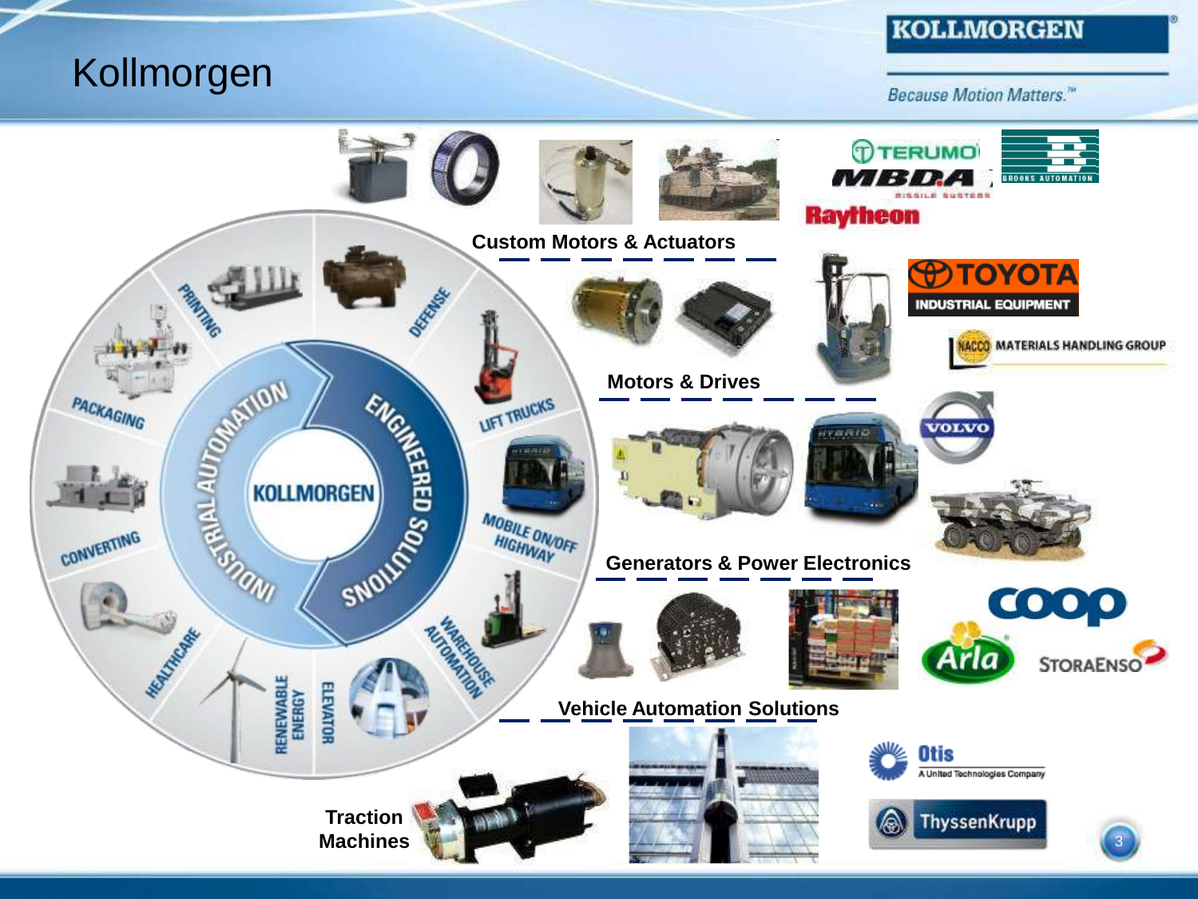# Kollmorgen

*Because Motion Matters.*™

KOLLMORGEN

INDUSTRIAL AUTOMATION — ENGINEERED SOLUTIONS

PRINTING, DEFENSE, LIFT TRUCKS, MOBILE ON/OFF HIGHWAY, WAREHOUSE AUTOMATION, ELEVATOR, RENEWABLE ENERGY, HEALTHCARE, CONVERTING, PACKAGING

**Custom Motors & Actuators**

TERUMO, MBDA MISSILE SYSTEMS, Raytheon, BROOKS AUTOMATION

**Motors & Drives**

TOYOTA INDUSTRIAL EQUIPMENT, NACCO MATERIALS HANDLING GROUP

**Generators & Power Electronics**

VOLVO

**Vehicle Automation Solutions**

coop, Arla, STORAENSO

**Traction Machines**

Otis — A United Technologies Company, ThyssenKrupp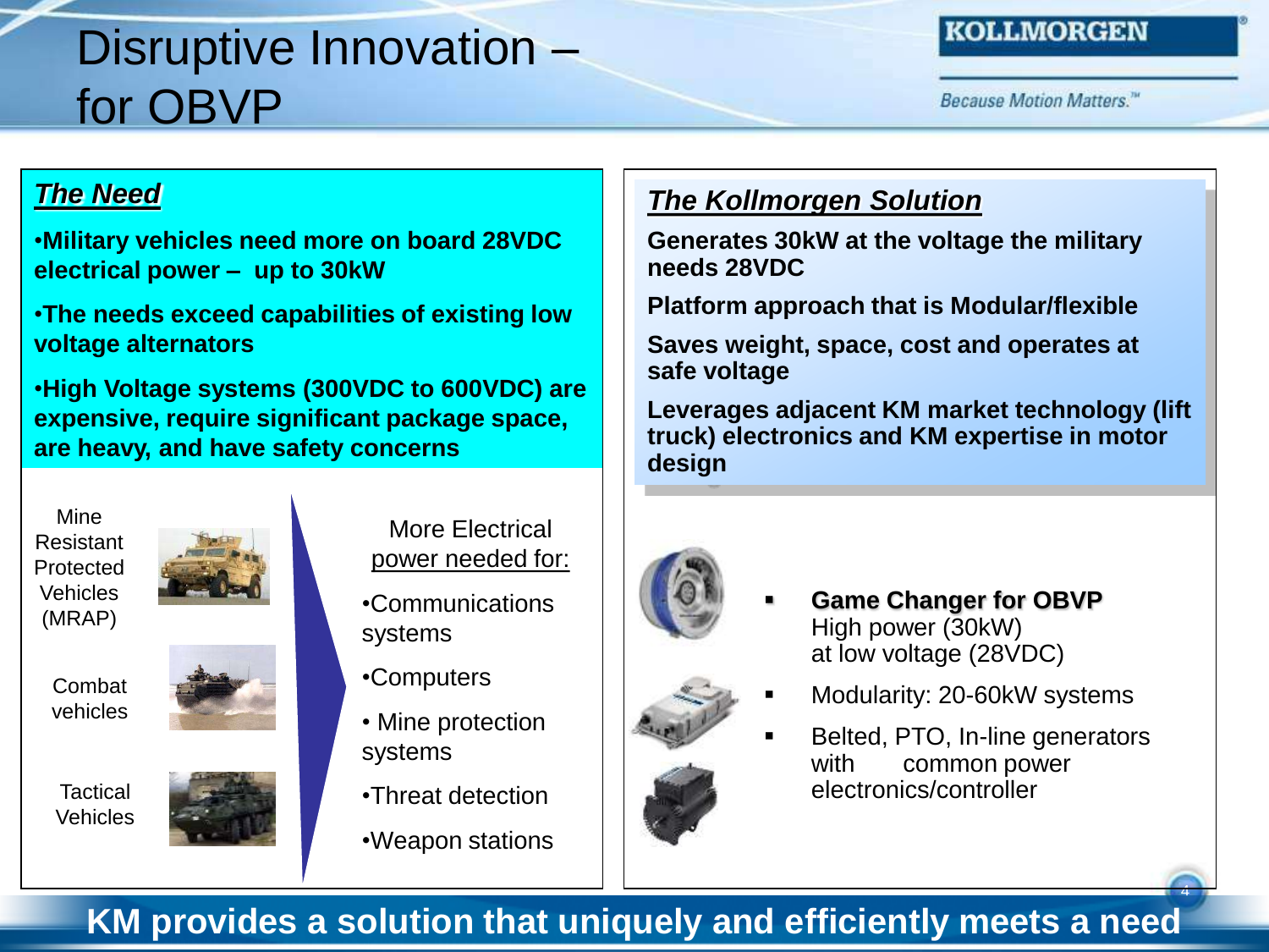# Disruptive Innovation – for OBVP

KOLLMORGEN

*Because Motion Matters.™*

## *The Need*

**•Military vehicles need more on board 28VDC electrical power – up to 30kW**

**•The needs exceed capabilities of existing low voltage alternators**

**•High Voltage systems (300VDC to 600VDC) are expensive, require significant package space, are heavy, and have safety concerns**

Mine Resistant Protected Vehicles (MRAP)

Combat vehicles

Tactical Vehicles

More Electrical power needed for:

- Communications systems
- Computers
- Mine protection systems
- Threat detection
- Weapon stations

## *The Kollmorgen Solution*

**Generates 30kW at the voltage the military needs 28VDC**

**Platform approach that is Modular/flexible**

**Saves weight, space, cost and operates at safe voltage**

**Leverages adjacent KM market technology (lift truck) electronics and KM expertise in motor design**

- **Game Changer for OBVP** High power (30kW) at low voltage (28VDC)
- Modularity: 20-60kW systems
- Belted, PTO, In-line generators with common power electronics/controller

**KM provides a solution that uniquely and efficiently meets a need**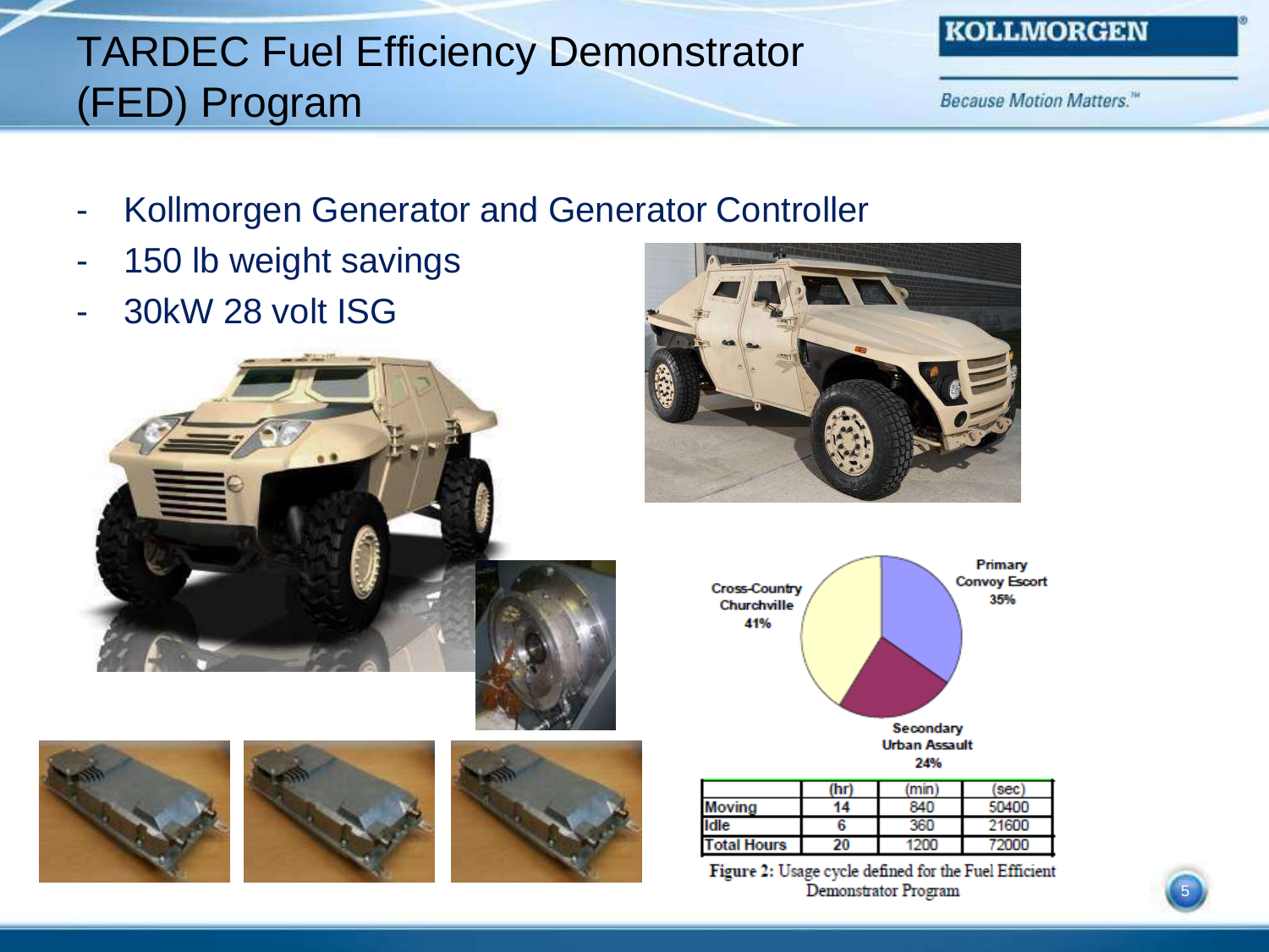# TARDEC Fuel Efficiency Demonstrator (FED) Program

- Kollmorgen Generator and Generator Controller
- 150 lb weight savings
- 30kW 28 volt ISG

Cross-Country Churchville 41%

Primary Convoy Escort 35%

Secondary Urban Assault 24%

| | (hr) | (min) | (sec) |
|---|---|---|---|
| Moving | 14 | 840 | 50400 |
| Idle | 6 | 360 | 21600 |
| Total Hours | 20 | 1200 | 72000 |

**Figure 2:** Usage cycle defined for the Fuel Efficient Demonstrator Program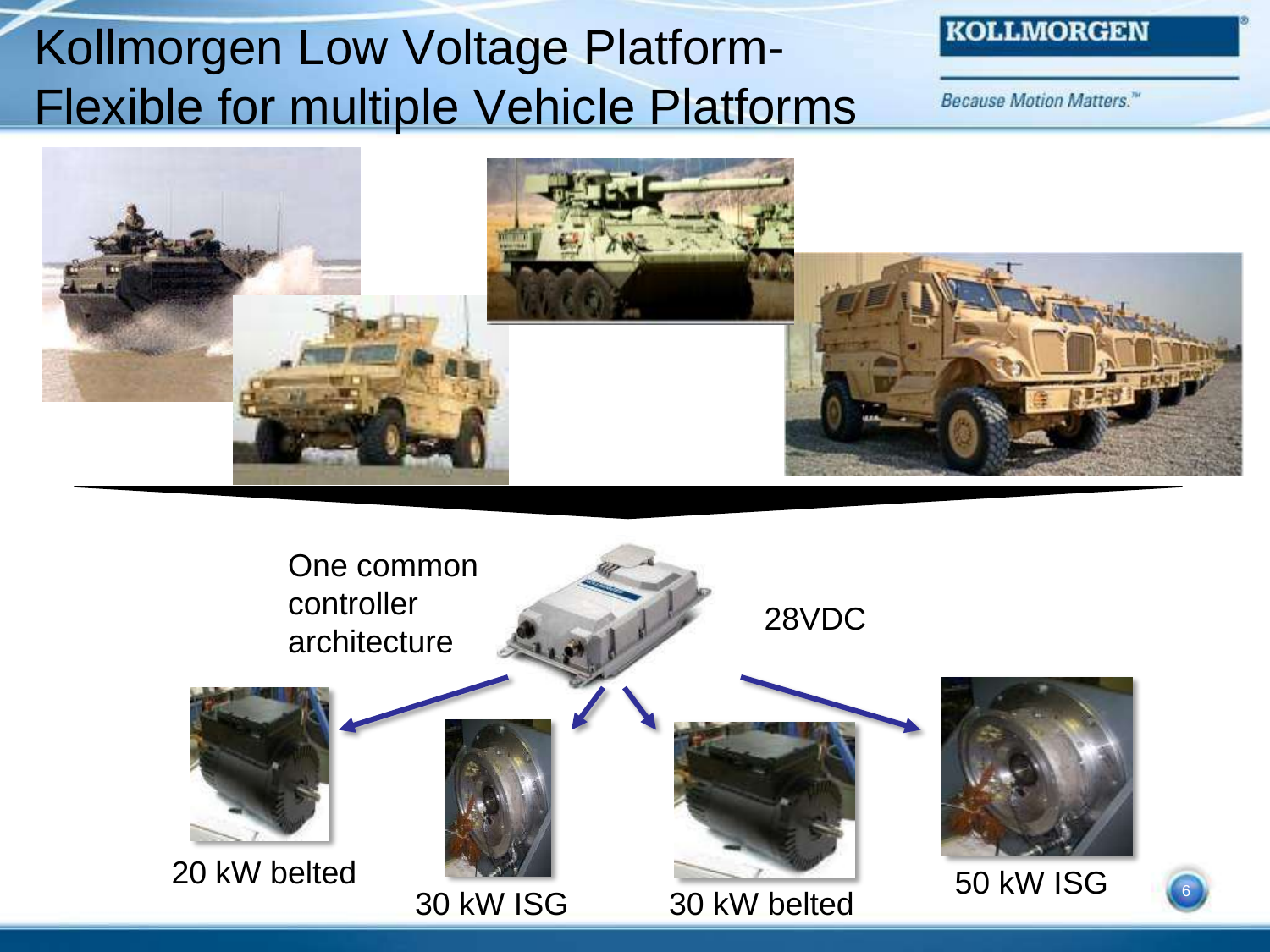# Kollmorgen Low Voltage Platform- Flexible for multiple Vehicle Platforms

One common controller architecture

28VDC

20 kW belted

30 kW ISG

30 kW belted

50 kW ISG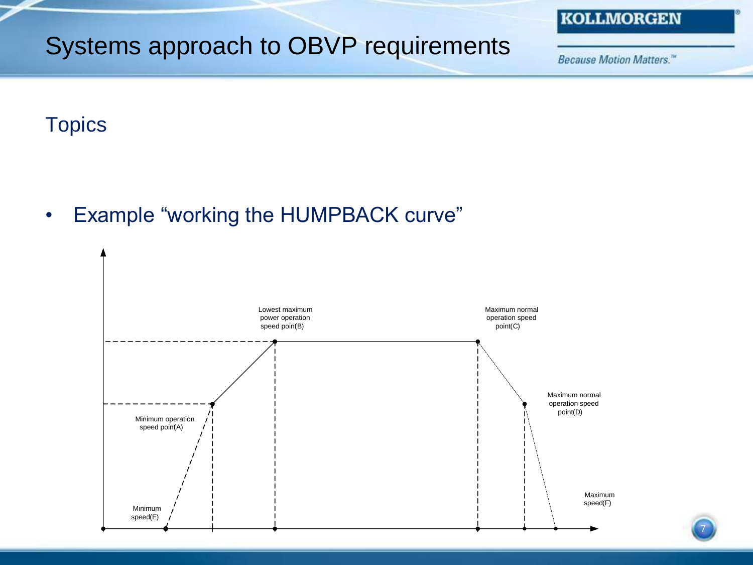# Systems approach to OBVP requirements

## Topics

- Example "working the HUMPBACK curve"

Lowest maximum power operation speed point(B)

Maximum normal operation speed point(C)

Maximum normal operation speed point(D)

Minimum operation speed point(A)

Minimum speed(E)

Maximum speed(F)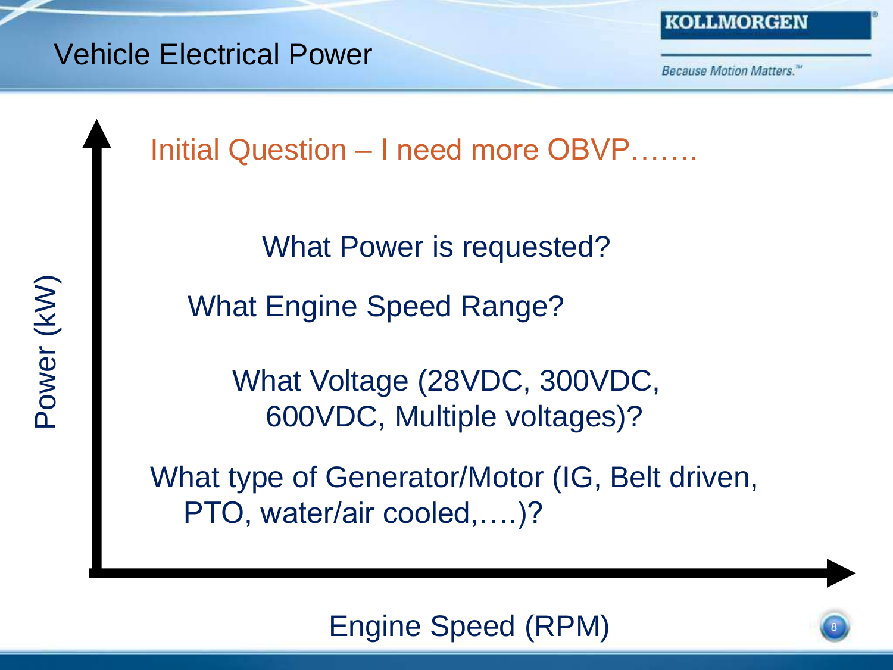# Vehicle Electrical Power

Initial Question – I need more OBVP…….

What Power is requested?

What Engine Speed Range?

What Voltage (28VDC, 300VDC, 600VDC, Multiple voltages)?

What type of Generator/Motor (IG, Belt driven, PTO, water/air cooled,….)?

Power (kW)

Engine Speed (RPM)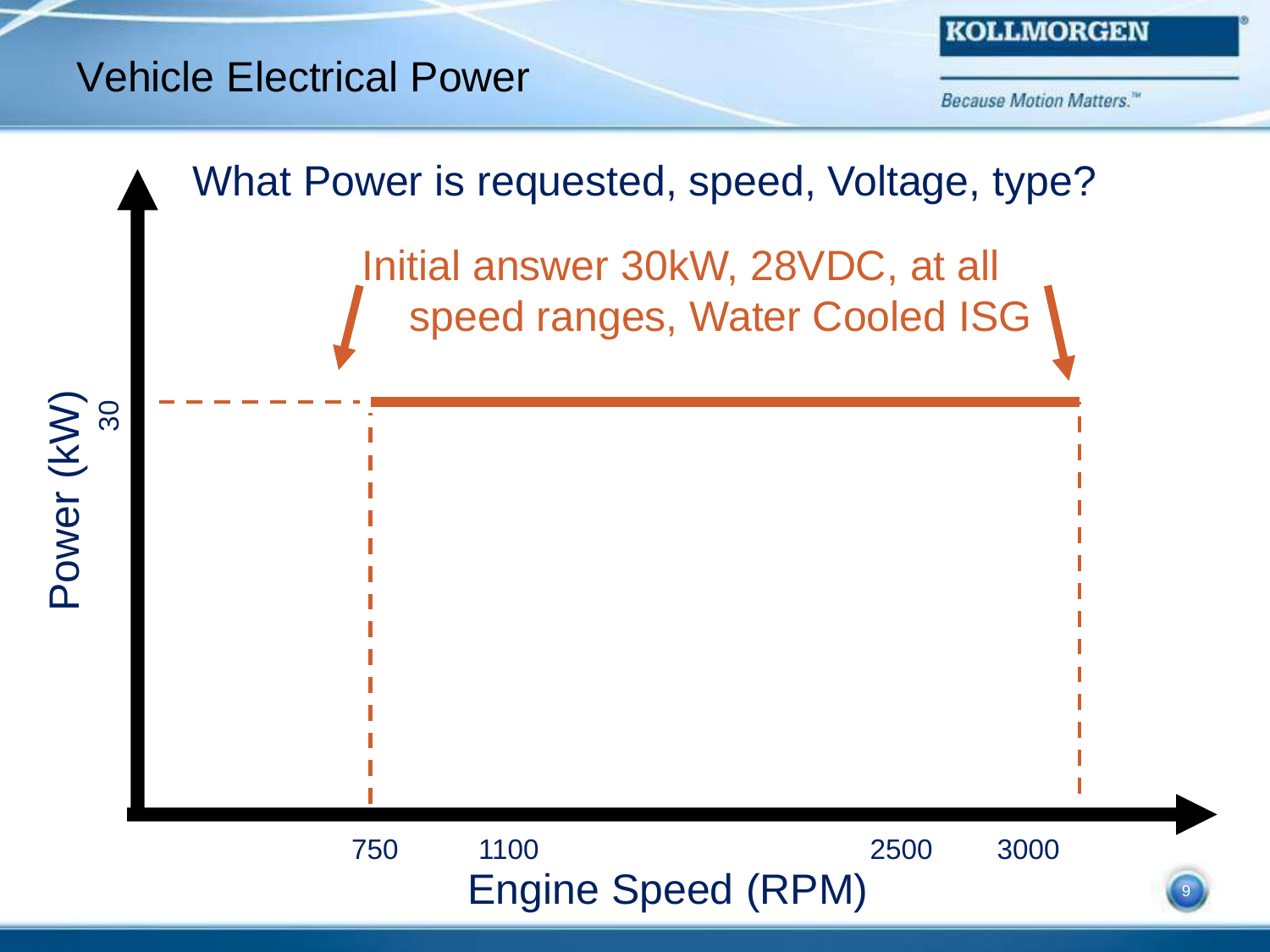# Vehicle Electrical Power

What Power is requested, speed, Voltage, type?

Initial answer 30kW, 28VDC, at all speed ranges, Water Cooled ISG

Power (kW)

30

750 1100 2500 3000

Engine Speed (RPM)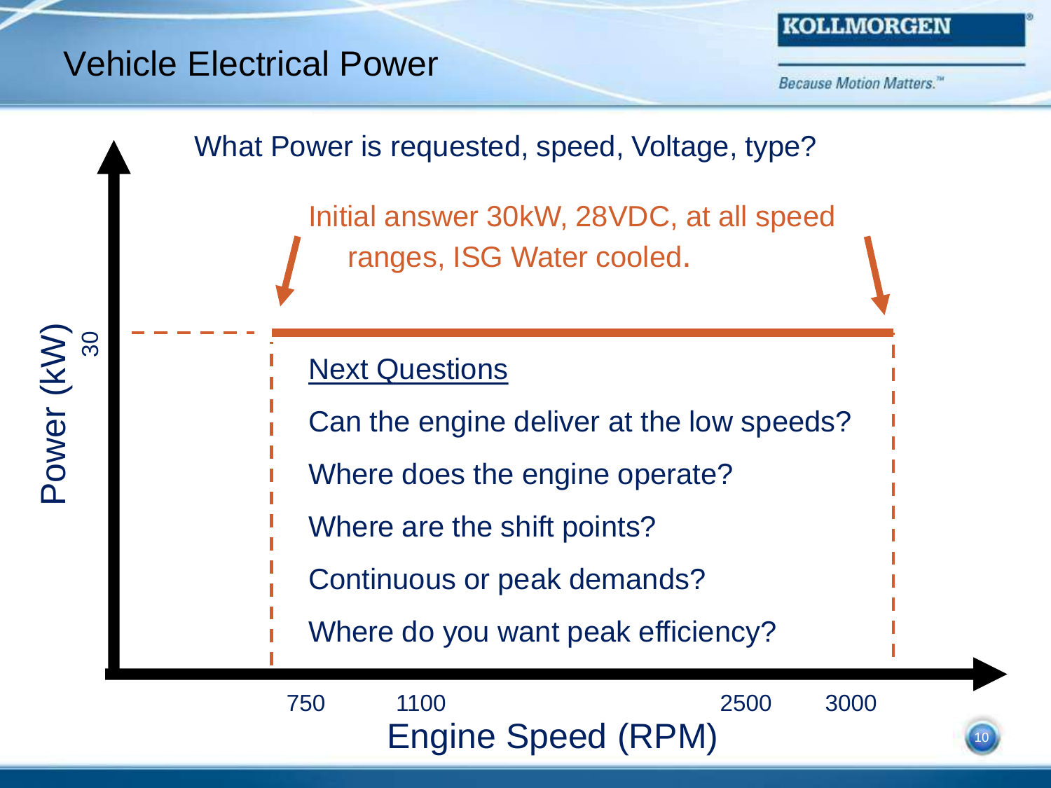# Vehicle Electrical Power

What Power is requested, speed, Voltage, type?

Initial answer 30kW, 28VDC, at all speed ranges, ISG Water cooled.

Power (kW)

30

Next Questions

- Can the engine deliver at the low speeds?
- Where does the engine operate?
- Where are the shift points?
- Continuous or peak demands?
- Where do you want peak efficiency?

750 1100 2500 3000

Engine Speed (RPM)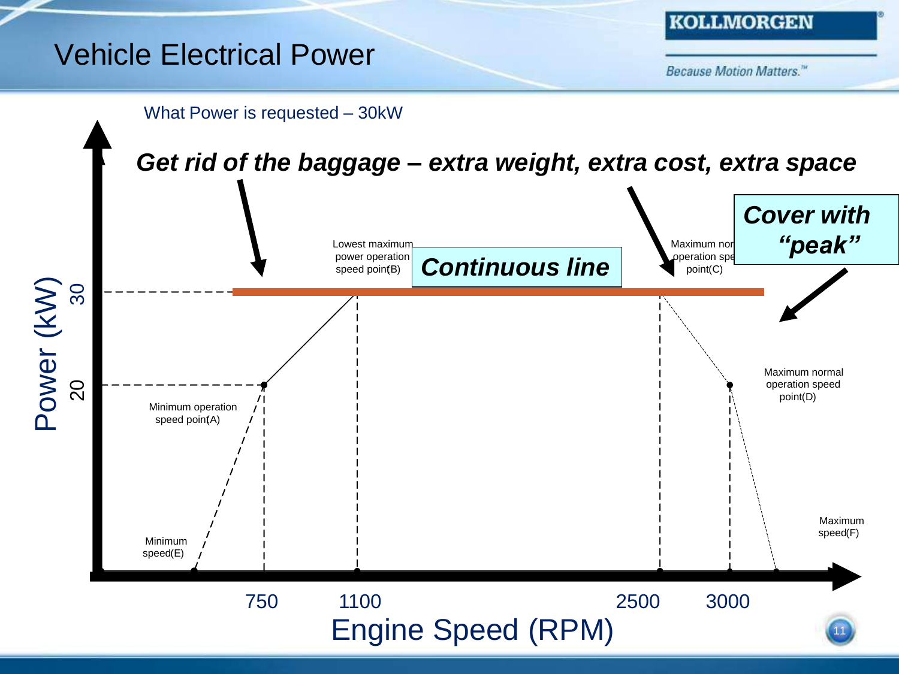# Vehicle Electrical Power

What Power is requested – 30kW

***Get rid of the baggage – extra weight, extra cost, extra space***

***Continuous line***

***Cover with "peak"***

Power (kW): 20, 30

Engine Speed (RPM): 750, 1100, 2500, 3000

- Minimum speed(E)
- Minimum operation speed point(A)
- Lowest maximum power operation speed point(B)
- Maximum normal operation speed point(C)
- Maximum normal operation speed point(D)
- Maximum speed(F)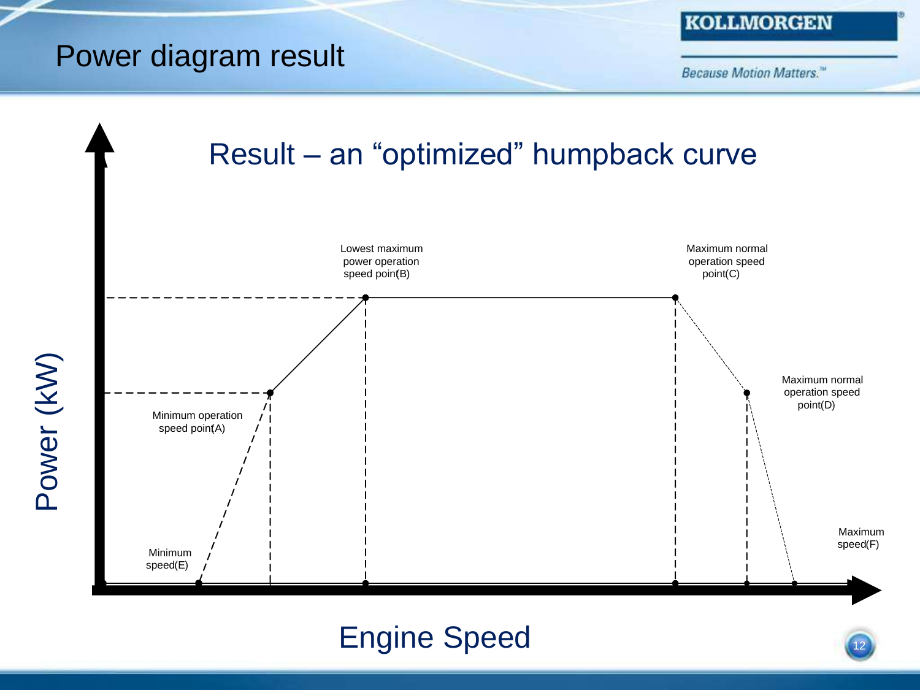# Power diagram result

## Result – an “optimized” humpback curve

Lowest maximum power operation speed point(B)

Maximum normal operation speed point(C)

Maximum normal operation speed point(D)

Minimum operation speed point(A)

Minimum speed(E)

Maximum speed(F)

Power (kW)

Engine Speed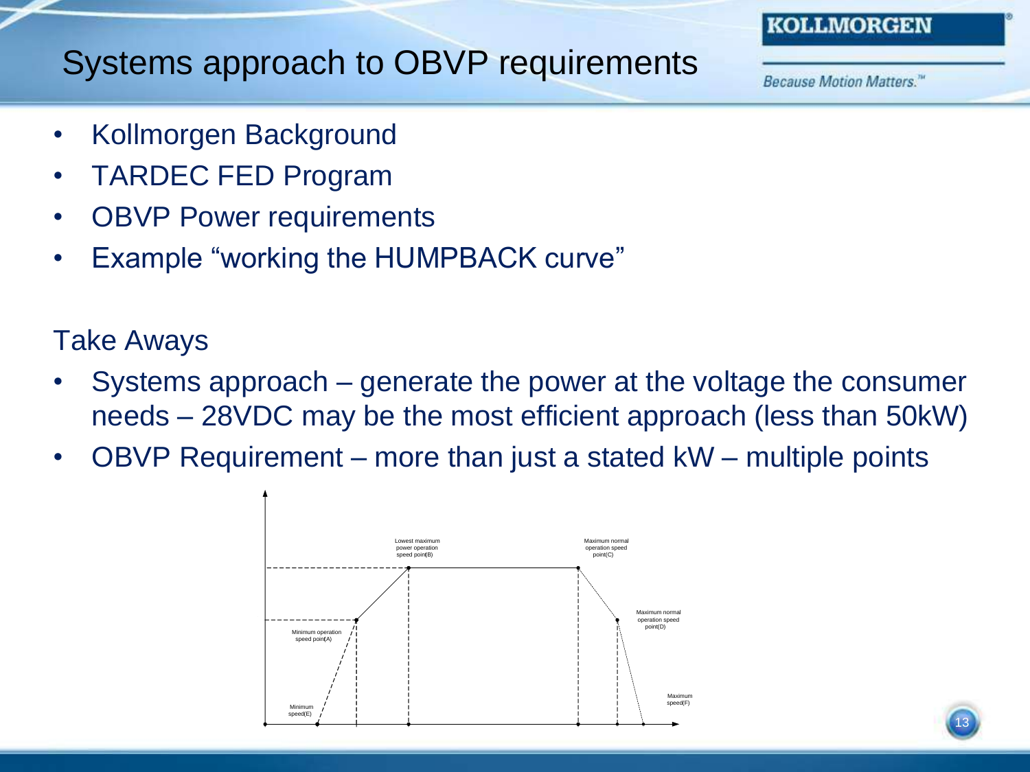# Systems approach to OBVP requirements

- Kollmorgen Background
- TARDEC FED Program
- OBVP Power requirements
- Example "working the HUMPBACK curve"

Take Aways

- Systems approach – generate the power at the voltage the consumer needs – 28VDC may be the most efficient approach (less than 50kW)
- OBVP Requirement – more than just a stated kW – multiple points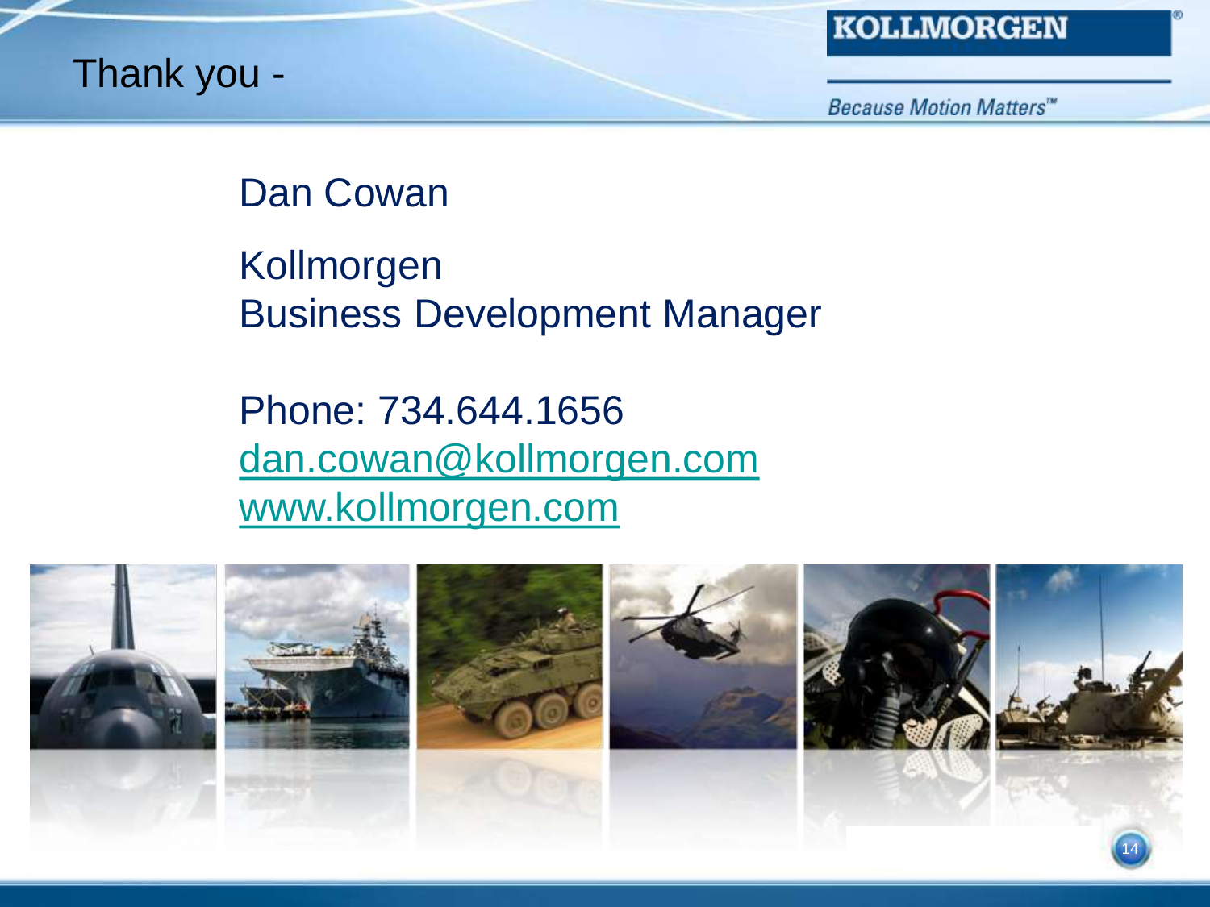# Thank you -

Dan Cowan

Kollmorgen
Business Development Manager

Phone: 734.644.1656
dan.cowan@kollmorgen.com
www.kollmorgen.com